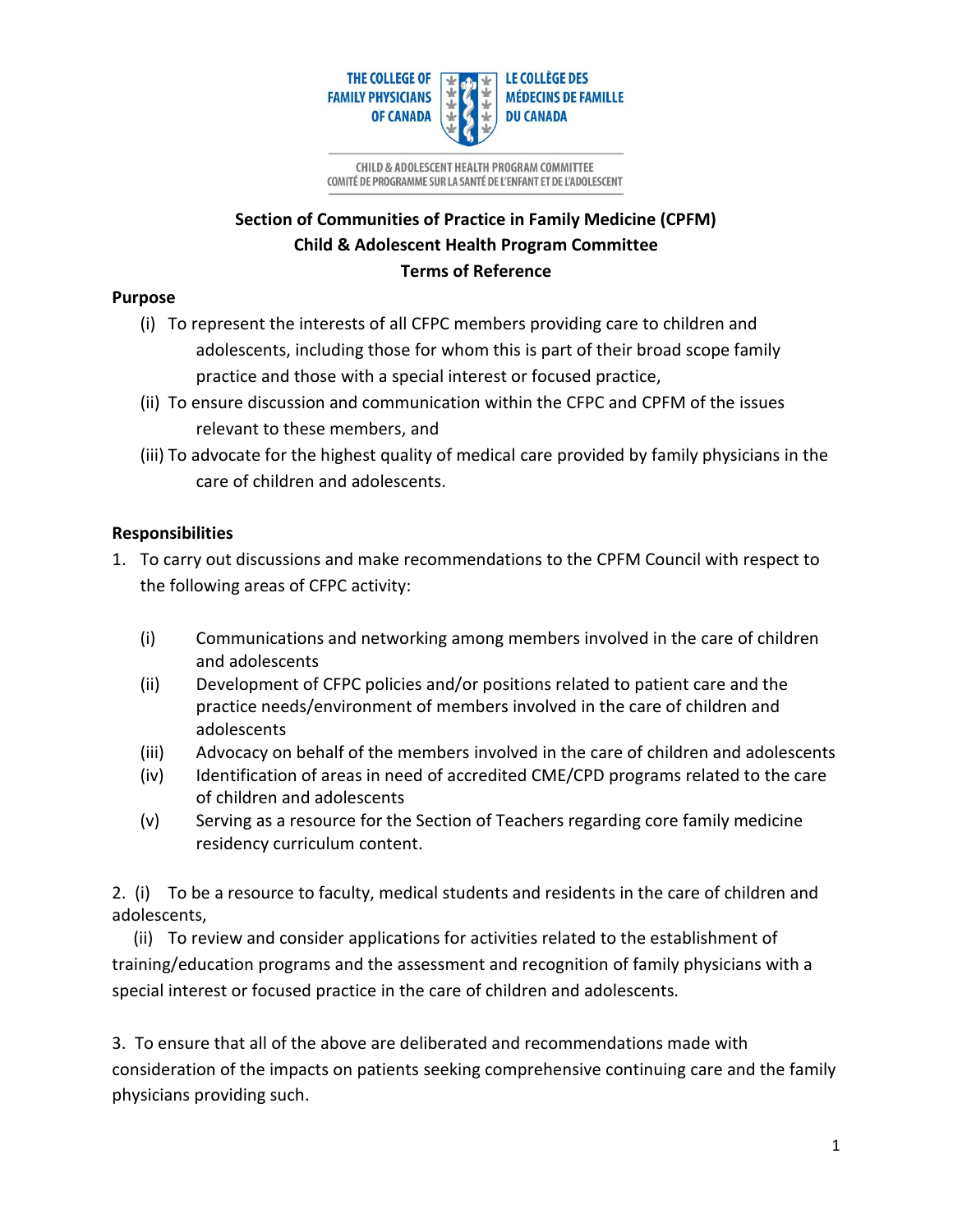THE COLLEGE OF FAMILY PHYSICIANS OF CANADA | LE COLLÈGE DES MÉDECINS DE FAMILLE DU CANADA

CHILD & ADOLESCENT HEALTH PROGRAM COMMITTEE
COMITÉ DE PROGRAMME SUR LA SANTÉ DE L'ENFANT ET DE L'ADOLESCENT

# Section of Communities of Practice in Family Medicine (CPFM)
# Child & Adolescent Health Program Committee
# Terms of Reference

## Purpose

(i) To represent the interests of all CFPC members providing care to children and adolescents, including those for whom this is part of their broad scope family practice and those with a special interest or focused practice,

(ii) To ensure discussion and communication within the CFPC and CPFM of the issues relevant to these members, and

(iii) To advocate for the highest quality of medical care provided by family physicians in the care of children and adolescents.

## Responsibilities

1. To carry out discussions and make recommendations to the CPFM Council with respect to the following areas of CFPC activity:

   (i) Communications and networking among members involved in the care of children and adolescents

   (ii) Development of CFPC policies and/or positions related to patient care and the practice needs/environment of members involved in the care of children and adolescents

   (iii) Advocacy on behalf of the members involved in the care of children and adolescents

   (iv) Identification of areas in need of accredited CME/CPD programs related to the care of children and adolescents

   (v) Serving as a resource for the Section of Teachers regarding core family medicine residency curriculum content.

2. (i) To be a resource to faculty, medical students and residents in the care of children and adolescents,

   (ii) To review and consider applications for activities related to the establishment of training/education programs and the assessment and recognition of family physicians with a special interest or focused practice in the care of children and adolescents.

3. To ensure that all of the above are deliberated and recommendations made with consideration of the impacts on patients seeking comprehensive continuing care and the family physicians providing such.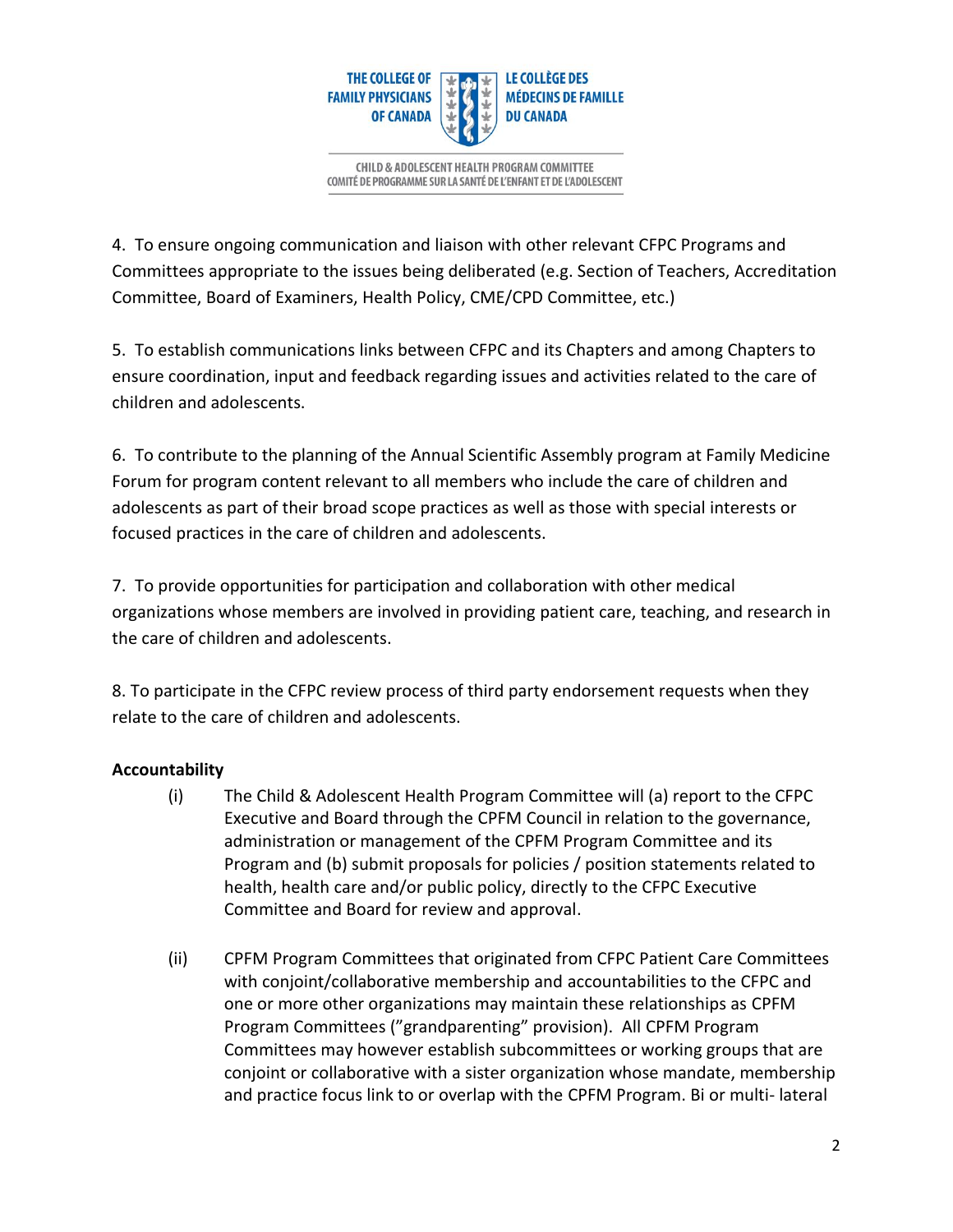4. To ensure ongoing communication and liaison with other relevant CFPC Programs and Committees appropriate to the issues being deliberated (e.g. Section of Teachers, Accreditation Committee, Board of Examiners, Health Policy, CME/CPD Committee, etc.)

5. To establish communications links between CFPC and its Chapters and among Chapters to ensure coordination, input and feedback regarding issues and activities related to the care of children and adolescents.

6. To contribute to the planning of the Annual Scientific Assembly program at Family Medicine Forum for program content relevant to all members who include the care of children and adolescents as part of their broad scope practices as well as those with special interests or focused practices in the care of children and adolescents.

7. To provide opportunities for participation and collaboration with other medical organizations whose members are involved in providing patient care, teaching, and research in the care of children and adolescents.

8. To participate in the CFPC review process of third party endorsement requests when they relate to the care of children and adolescents.

**Accountability**

(i) The Child & Adolescent Health Program Committee will (a) report to the CFPC Executive and Board through the CPFM Council in relation to the governance, administration or management of the CPFM Program Committee and its Program and (b) submit proposals for policies / position statements related to health, health care and/or public policy, directly to the CFPC Executive Committee and Board for review and approval.

(ii) CPFM Program Committees that originated from CFPC Patient Care Committees with conjoint/collaborative membership and accountabilities to the CFPC and one or more other organizations may maintain these relationships as CPFM Program Committees ("grandparenting" provision). All CPFM Program Committees may however establish subcommittees or working groups that are conjoint or collaborative with a sister organization whose mandate, membership and practice focus link to or overlap with the CPFM Program. Bi or multi- lateral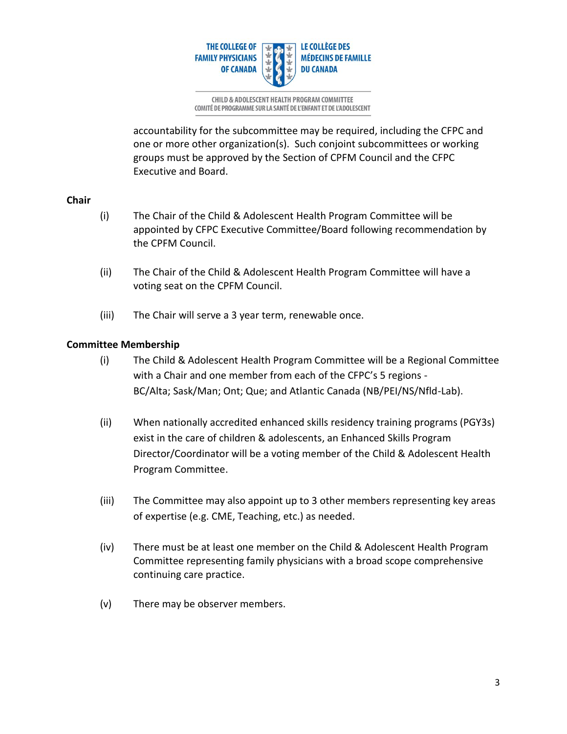accountability for the subcommittee may be required, including the CFPC and one or more other organization(s). Such conjoint subcommittees or working groups must be approved by the Section of CPFM Council and the CFPC Executive and Board.

**Chair**

(i) The Chair of the Child & Adolescent Health Program Committee will be appointed by CFPC Executive Committee/Board following recommendation by the CPFM Council.

(ii) The Chair of the Child & Adolescent Health Program Committee will have a voting seat on the CPFM Council.

(iii) The Chair will serve a 3 year term, renewable once.

**Committee Membership**

(i) The Child & Adolescent Health Program Committee will be a Regional Committee with a Chair and one member from each of the CFPC's 5 regions - BC/Alta; Sask/Man; Ont; Que; and Atlantic Canada (NB/PEI/NS/Nfld-Lab).

(ii) When nationally accredited enhanced skills residency training programs (PGY3s) exist in the care of children & adolescents, an Enhanced Skills Program Director/Coordinator will be a voting member of the Child & Adolescent Health Program Committee.

(iii) The Committee may also appoint up to 3 other members representing key areas of expertise (e.g. CME, Teaching, etc.) as needed.

(iv) There must be at least one member on the Child & Adolescent Health Program Committee representing family physicians with a broad scope comprehensive continuing care practice.

(v) There may be observer members.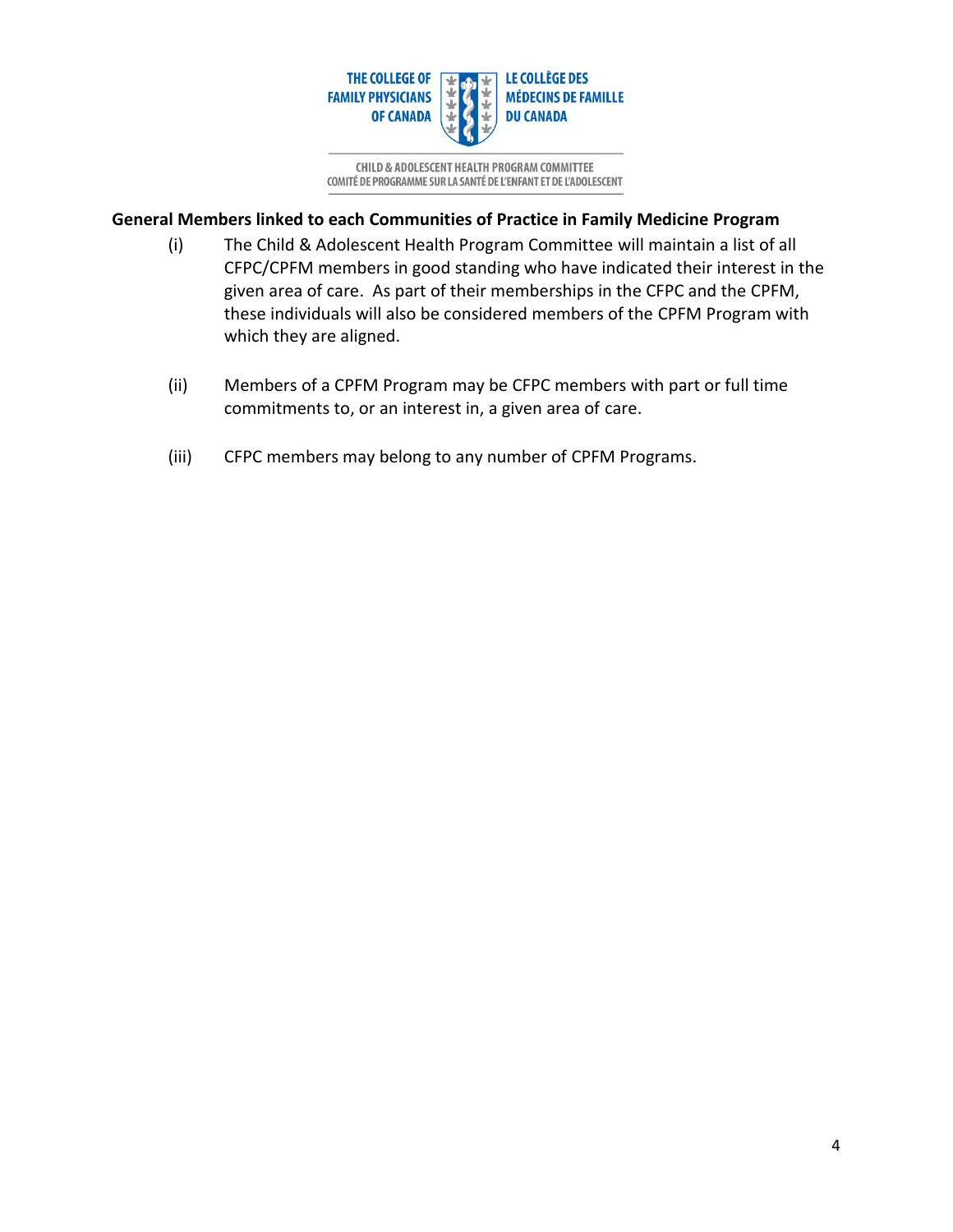**General Members linked to each Communities of Practice in Family Medicine Program**

(i) The Child & Adolescent Health Program Committee will maintain a list of all CFPC/CPFM members in good standing who have indicated their interest in the given area of care. As part of their memberships in the CFPC and the CPFM, these individuals will also be considered members of the CPFM Program with which they are aligned.

(ii) Members of a CPFM Program may be CFPC members with part or full time commitments to, or an interest in, a given area of care.

(iii) CFPC members may belong to any number of CPFM Programs.